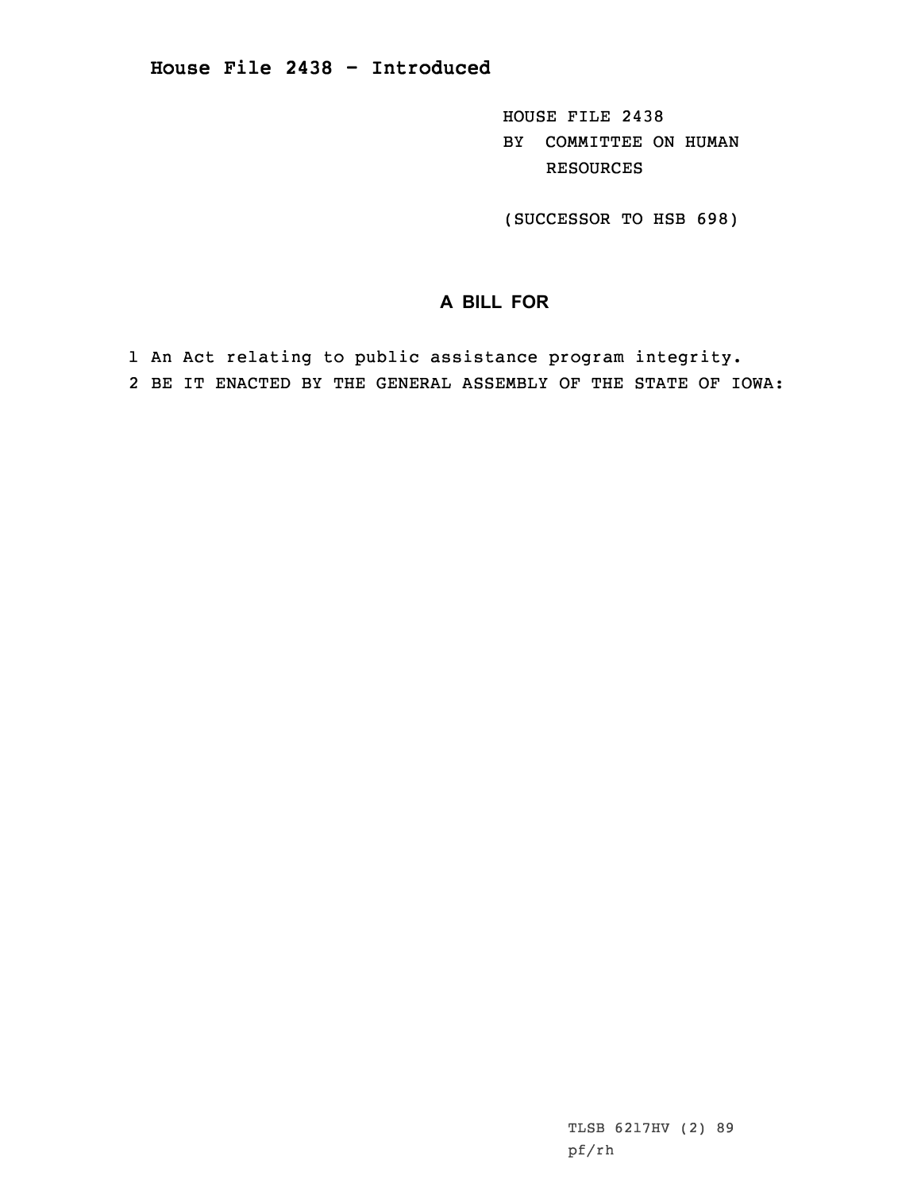# House File 2438 - Introduced

HOUSE FILE 2438
BY COMMITTEE ON HUMAN RESOURCES

(SUCCESSOR TO HSB 698)

## A BILL FOR

1 An Act relating to public assistance program integrity.
2 BE IT ENACTED BY THE GENERAL ASSEMBLY OF THE STATE OF IOWA:

TLSB 6217HV (2) 89
pf/rh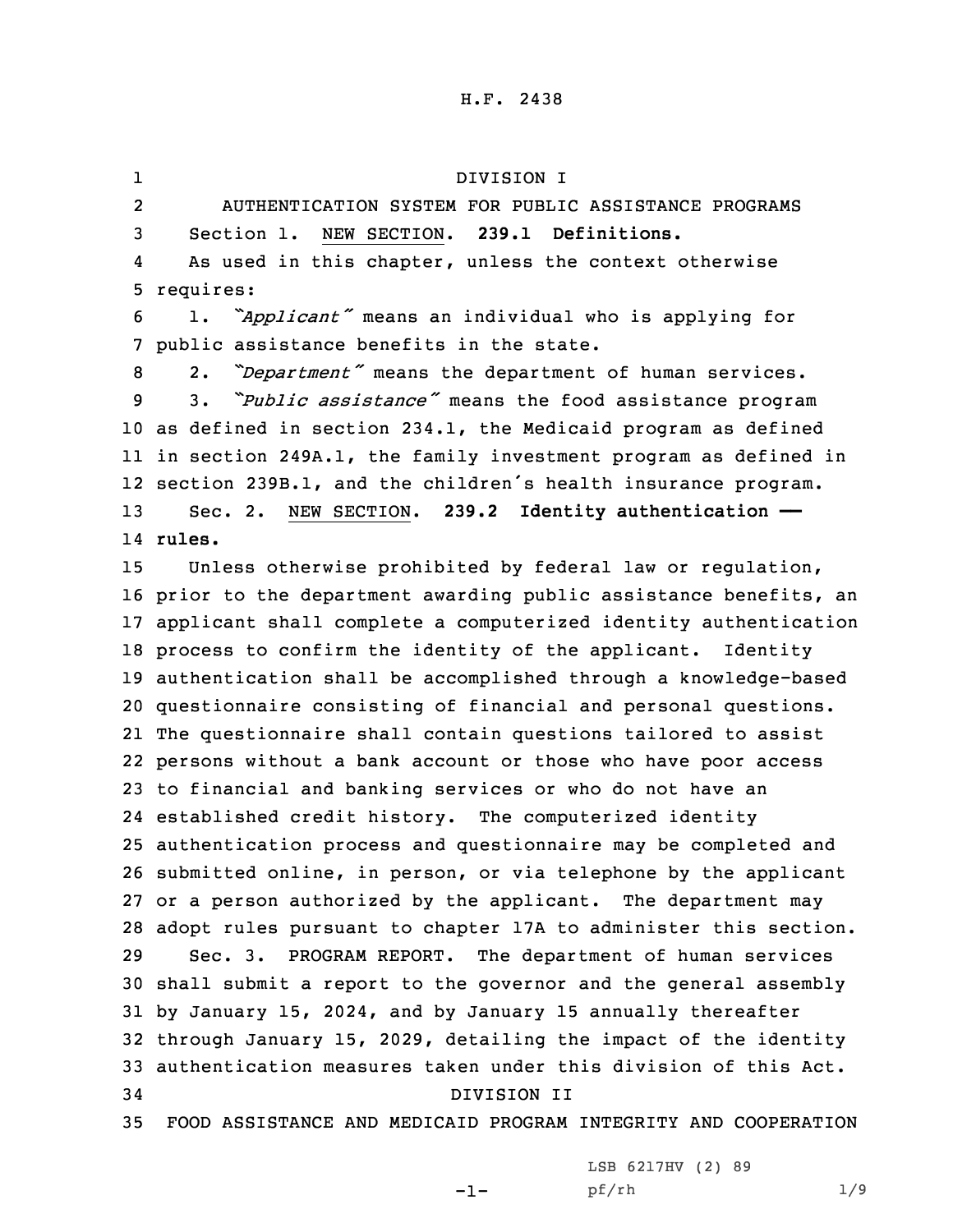H.F. 2438

DIVISION I

AUTHENTICATION SYSTEM FOR PUBLIC ASSISTANCE PROGRAMS

Section 1. NEW SECTION. **239.1 Definitions.**

As used in this chapter, unless the context otherwise requires:

1. *"Applicant"* means an individual who is applying for public assistance benefits in the state.

2. *"Department"* means the department of human services.

3. *"Public assistance"* means the food assistance program as defined in section 234.1, the Medicaid program as defined in section 249A.1, the family investment program as defined in section 239B.1, and the children's health insurance program.

Sec. 2. NEW SECTION. **239.2 Identity authentication —— rules.**

Unless otherwise prohibited by federal law or regulation, prior to the department awarding public assistance benefits, an applicant shall complete a computerized identity authentication process to confirm the identity of the applicant. Identity authentication shall be accomplished through a knowledge-based questionnaire consisting of financial and personal questions. The questionnaire shall contain questions tailored to assist persons without a bank account or those who have poor access to financial and banking services or who do not have an established credit history. The computerized identity authentication process and questionnaire may be completed and submitted online, in person, or via telephone by the applicant or a person authorized by the applicant. The department may adopt rules pursuant to chapter 17A to administer this section.

Sec. 3. PROGRAM REPORT. The department of human services shall submit a report to the governor and the general assembly by January 15, 2024, and by January 15 annually thereafter through January 15, 2029, detailing the impact of the identity authentication measures taken under this division of this Act.

DIVISION II

FOOD ASSISTANCE AND MEDICAID PROGRAM INTEGRITY AND COOPERATION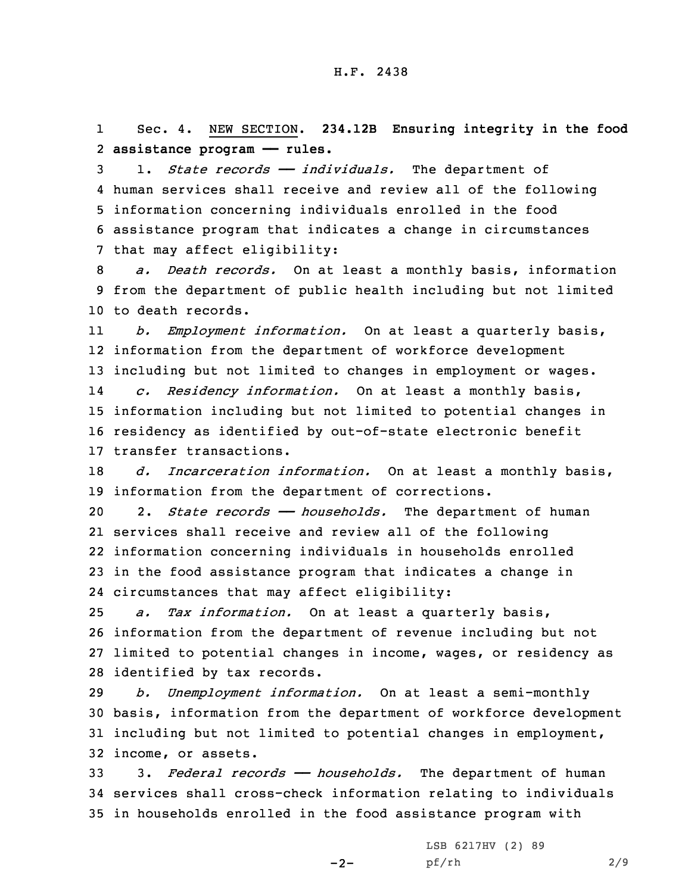Sec. 4. NEW SECTION. **234.12B Ensuring integrity in the food assistance program —— rules.**

1. *State records —— individuals.* The department of human services shall receive and review all of the following information concerning individuals enrolled in the food assistance program that indicates a change in circumstances that may affect eligibility:

*a. Death records.* On at least a monthly basis, information from the department of public health including but not limited to death records.

*b. Employment information.* On at least a quarterly basis, information from the department of workforce development including but not limited to changes in employment or wages.

*c. Residency information.* On at least a monthly basis, information including but not limited to potential changes in residency as identified by out-of-state electronic benefit transfer transactions.

*d. Incarceration information.* On at least a monthly basis, information from the department of corrections.

2. *State records —— households.* The department of human services shall receive and review all of the following information concerning individuals in households enrolled in the food assistance program that indicates a change in circumstances that may affect eligibility:

*a. Tax information.* On at least a quarterly basis, information from the department of revenue including but not limited to potential changes in income, wages, or residency as identified by tax records.

*b. Unemployment information.* On at least a semi-monthly basis, information from the department of workforce development including but not limited to potential changes in employment, income, or assets.

3. *Federal records —— households.* The department of human services shall cross-check information relating to individuals in households enrolled in the food assistance program with

LSB 6217HV (2) 89
pf/rh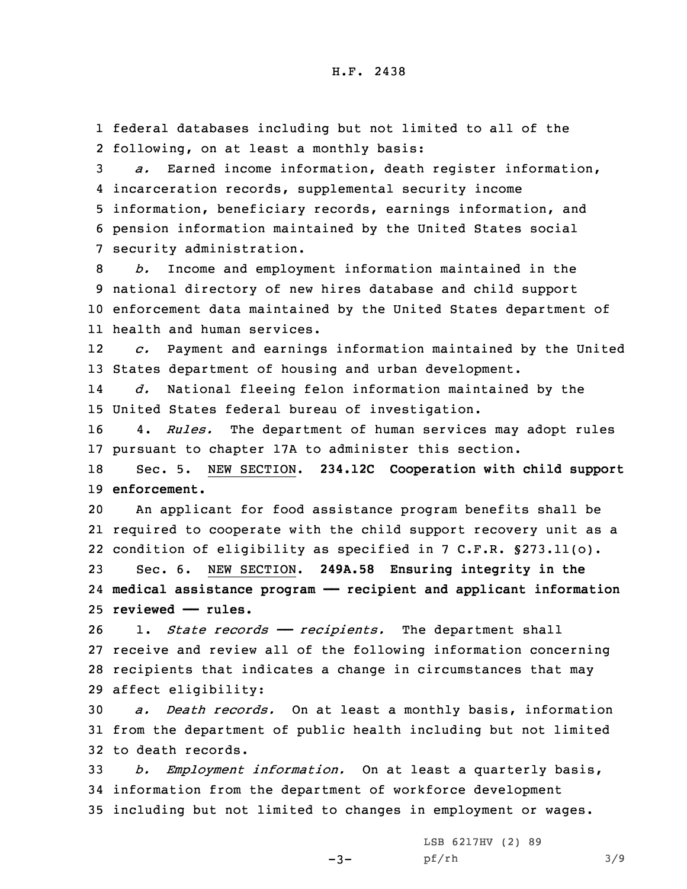federal databases including but not limited to all of the following, on at least a monthly basis:

*a.* Earned income information, death register information, incarceration records, supplemental security income information, beneficiary records, earnings information, and pension information maintained by the United States social security administration.

*b.* Income and employment information maintained in the national directory of new hires database and child support enforcement data maintained by the United States department of health and human services.

*c.* Payment and earnings information maintained by the United States department of housing and urban development.

*d.* National fleeing felon information maintained by the United States federal bureau of investigation.

4. *Rules.* The department of human services may adopt rules pursuant to chapter 17A to administer this section.

Sec. 5. NEW SECTION. **234.12C Cooperation with child support enforcement.**

An applicant for food assistance program benefits shall be required to cooperate with the child support recovery unit as a condition of eligibility as specified in 7 C.F.R. §273.11(o).

Sec. 6. NEW SECTION. **249A.58 Ensuring integrity in the medical assistance program —— recipient and applicant information reviewed —— rules.**

1. *State records —— recipients.* The department shall receive and review all of the following information concerning recipients that indicates a change in circumstances that may affect eligibility:

*a. Death records.* On at least a monthly basis, information from the department of public health including but not limited to death records.

*b. Employment information.* On at least a quarterly basis, information from the department of workforce development including but not limited to changes in employment or wages.

LSB 6217HV (2) 89
pf/rh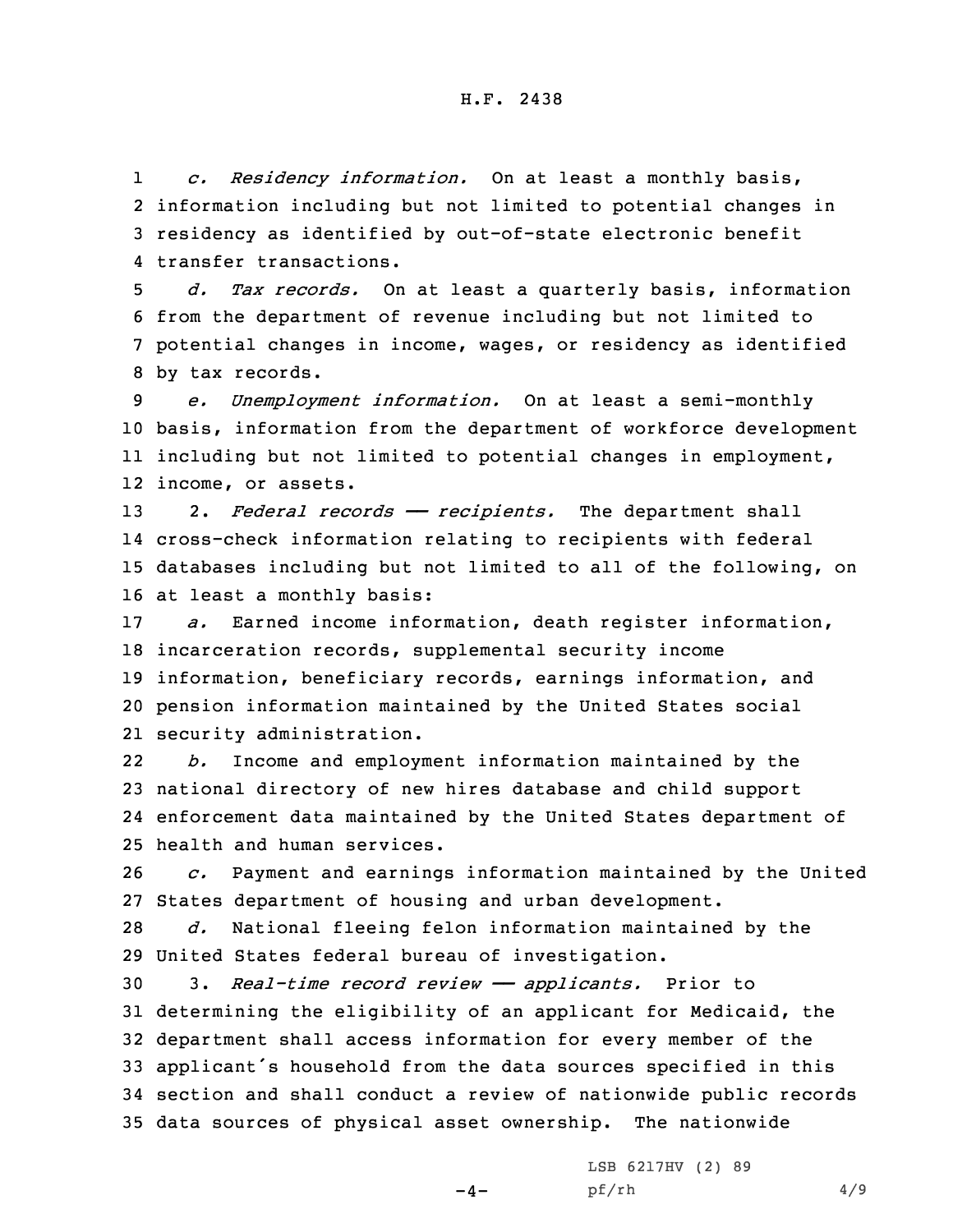*c. Residency information.* On at least a monthly basis, information including but not limited to potential changes in residency as identified by out-of-state electronic benefit transfer transactions.

*d. Tax records.* On at least a quarterly basis, information from the department of revenue including but not limited to potential changes in income, wages, or residency as identified by tax records.

*e. Unemployment information.* On at least a semi-monthly basis, information from the department of workforce development including but not limited to potential changes in employment, income, or assets.

2. *Federal records —— recipients.* The department shall cross-check information relating to recipients with federal databases including but not limited to all of the following, on at least a monthly basis:

*a.* Earned income information, death register information, incarceration records, supplemental security income information, beneficiary records, earnings information, and pension information maintained by the United States social security administration.

*b.* Income and employment information maintained by the national directory of new hires database and child support enforcement data maintained by the United States department of health and human services.

*c.* Payment and earnings information maintained by the United States department of housing and urban development.

*d.* National fleeing felon information maintained by the United States federal bureau of investigation.

3. *Real-time record review —— applicants.* Prior to determining the eligibility of an applicant for Medicaid, the department shall access information for every member of the applicant's household from the data sources specified in this section and shall conduct a review of nationwide public records data sources of physical asset ownership. The nationwide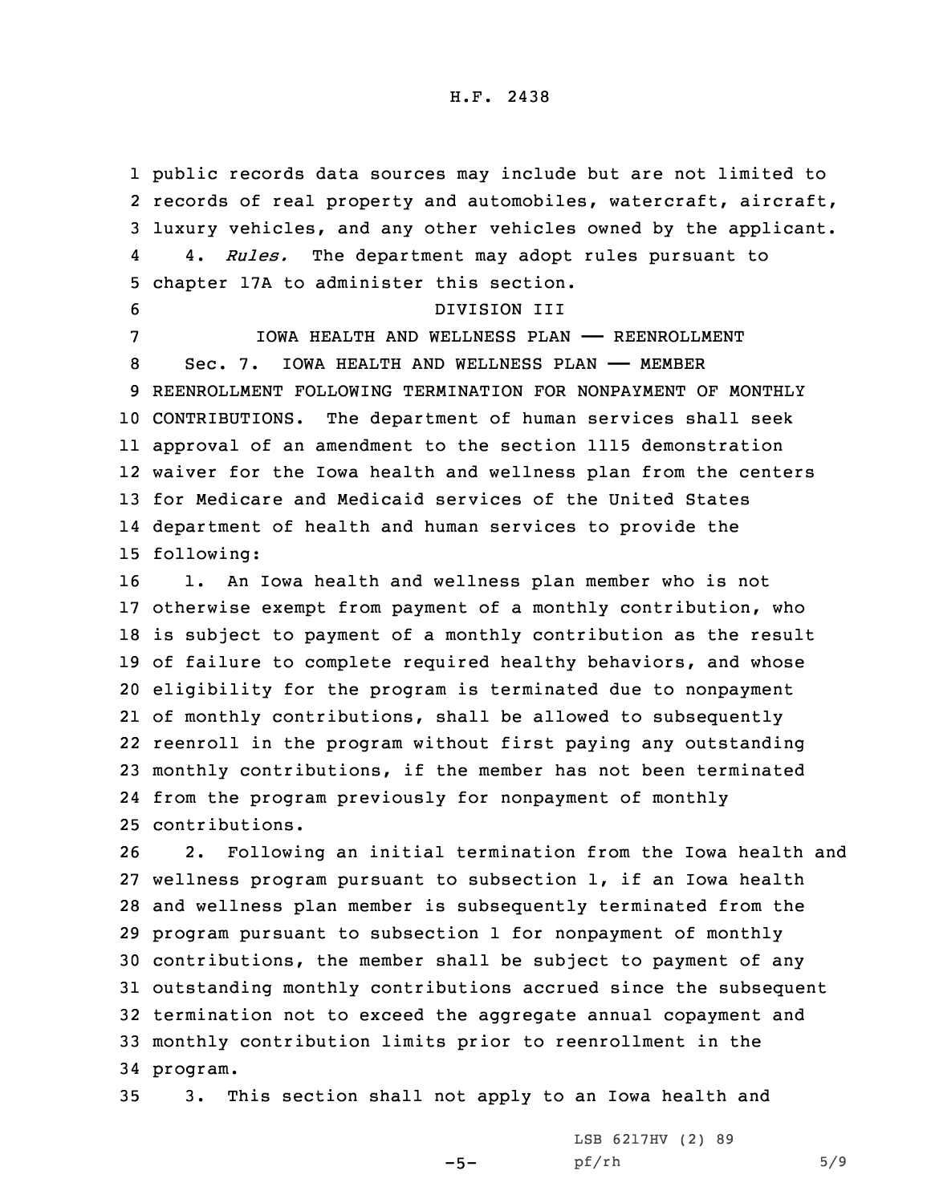public records data sources may include but are not limited to records of real property and automobiles, watercraft, aircraft, luxury vehicles, and any other vehicles owned by the applicant.

4. *Rules.* The department may adopt rules pursuant to chapter 17A to administer this section.

DIVISION III

IOWA HEALTH AND WELLNESS PLAN —— REENROLLMENT

Sec. 7. IOWA HEALTH AND WELLNESS PLAN —— MEMBER REENROLLMENT FOLLOWING TERMINATION FOR NONPAYMENT OF MONTHLY CONTRIBUTIONS. The department of human services shall seek approval of an amendment to the section 1115 demonstration waiver for the Iowa health and wellness plan from the centers for Medicare and Medicaid services of the United States department of health and human services to provide the following:

1. An Iowa health and wellness plan member who is not otherwise exempt from payment of a monthly contribution, who is subject to payment of a monthly contribution as the result of failure to complete required healthy behaviors, and whose eligibility for the program is terminated due to nonpayment of monthly contributions, shall be allowed to subsequently reenroll in the program without first paying any outstanding monthly contributions, if the member has not been terminated from the program previously for nonpayment of monthly contributions.

2. Following an initial termination from the Iowa health and wellness program pursuant to subsection 1, if an Iowa health and wellness plan member is subsequently terminated from the program pursuant to subsection 1 for nonpayment of monthly contributions, the member shall be subject to payment of any outstanding monthly contributions accrued since the subsequent termination not to exceed the aggregate annual copayment and monthly contribution limits prior to reenrollment in the program.

3. This section shall not apply to an Iowa health and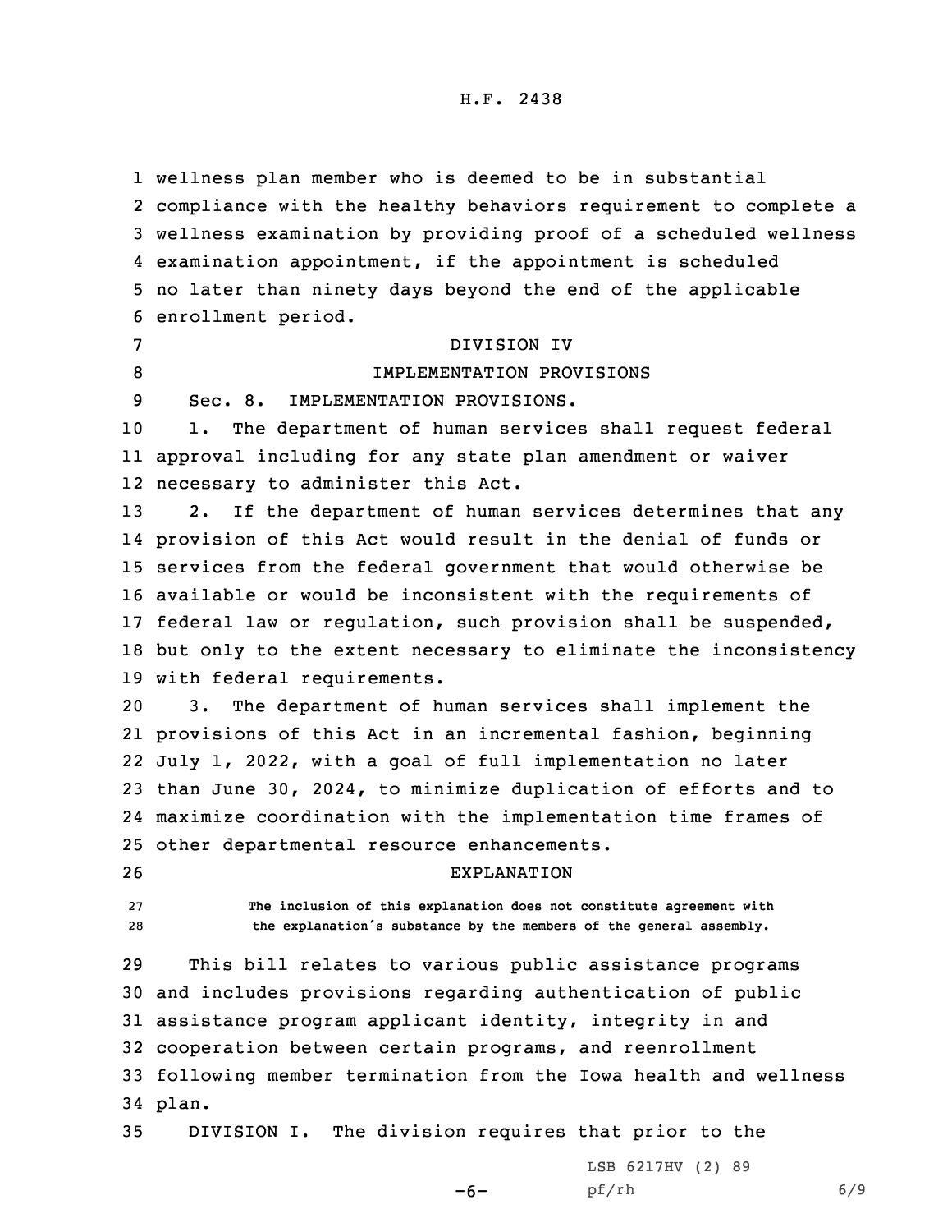wellness plan member who is deemed to be in substantial compliance with the healthy behaviors requirement to complete a wellness examination by providing proof of a scheduled wellness examination appointment, if the appointment is scheduled no later than ninety days beyond the end of the applicable enrollment period.

## DIVISION IV

## IMPLEMENTATION PROVISIONS

Sec. 8. IMPLEMENTATION PROVISIONS.

1. The department of human services shall request federal approval including for any state plan amendment or waiver necessary to administer this Act.

2. If the department of human services determines that any provision of this Act would result in the denial of funds or services from the federal government that would otherwise be available or would be inconsistent with the requirements of federal law or regulation, such provision shall be suspended, but only to the extent necessary to eliminate the inconsistency with federal requirements.

3. The department of human services shall implement the provisions of this Act in an incremental fashion, beginning July 1, 2022, with a goal of full implementation no later than June 30, 2024, to minimize duplication of efforts and to maximize coordination with the implementation time frames of other departmental resource enhancements.

## EXPLANATION

**The inclusion of this explanation does not constitute agreement with the explanation's substance by the members of the general assembly.**

This bill relates to various public assistance programs and includes provisions regarding authentication of public assistance program applicant identity, integrity in and cooperation between certain programs, and reenrollment following member termination from the Iowa health and wellness plan.

DIVISION I. The division requires that prior to the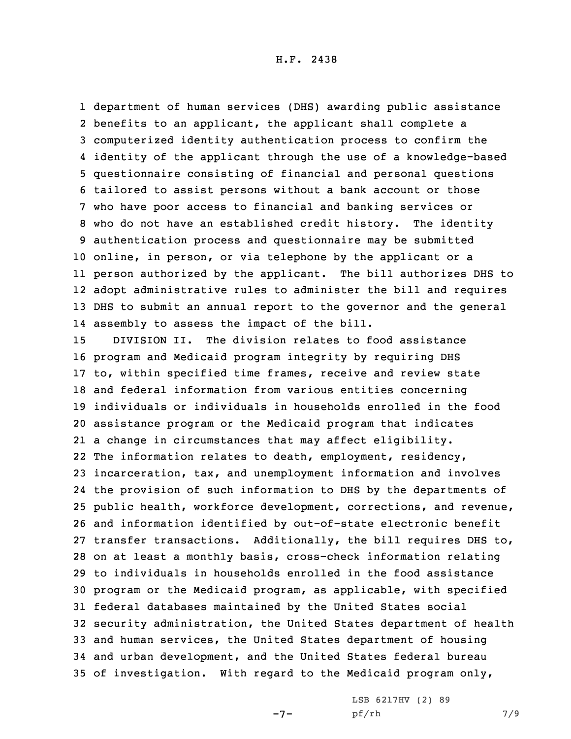department of human services (DHS) awarding public assistance benefits to an applicant, the applicant shall complete a computerized identity authentication process to confirm the identity of the applicant through the use of a knowledge-based questionnaire consisting of financial and personal questions tailored to assist persons without a bank account or those who have poor access to financial and banking services or who do not have an established credit history. The identity authentication process and questionnaire may be submitted online, in person, or via telephone by the applicant or a person authorized by the applicant. The bill authorizes DHS to adopt administrative rules to administer the bill and requires DHS to submit an annual report to the governor and the general assembly to assess the impact of the bill.

DIVISION II. The division relates to food assistance program and Medicaid program integrity by requiring DHS to, within specified time frames, receive and review state and federal information from various entities concerning individuals or individuals in households enrolled in the food assistance program or the Medicaid program that indicates a change in circumstances that may affect eligibility. The information relates to death, employment, residency, incarceration, tax, and unemployment information and involves the provision of such information to DHS by the departments of public health, workforce development, corrections, and revenue, and information identified by out-of-state electronic benefit transfer transactions. Additionally, the bill requires DHS to, on at least a monthly basis, cross-check information relating to individuals in households enrolled in the food assistance program or the Medicaid program, as applicable, with specified federal databases maintained by the United States social security administration, the United States department of health and human services, the United States department of housing and urban development, and the United States federal bureau of investigation. With regard to the Medicaid program only,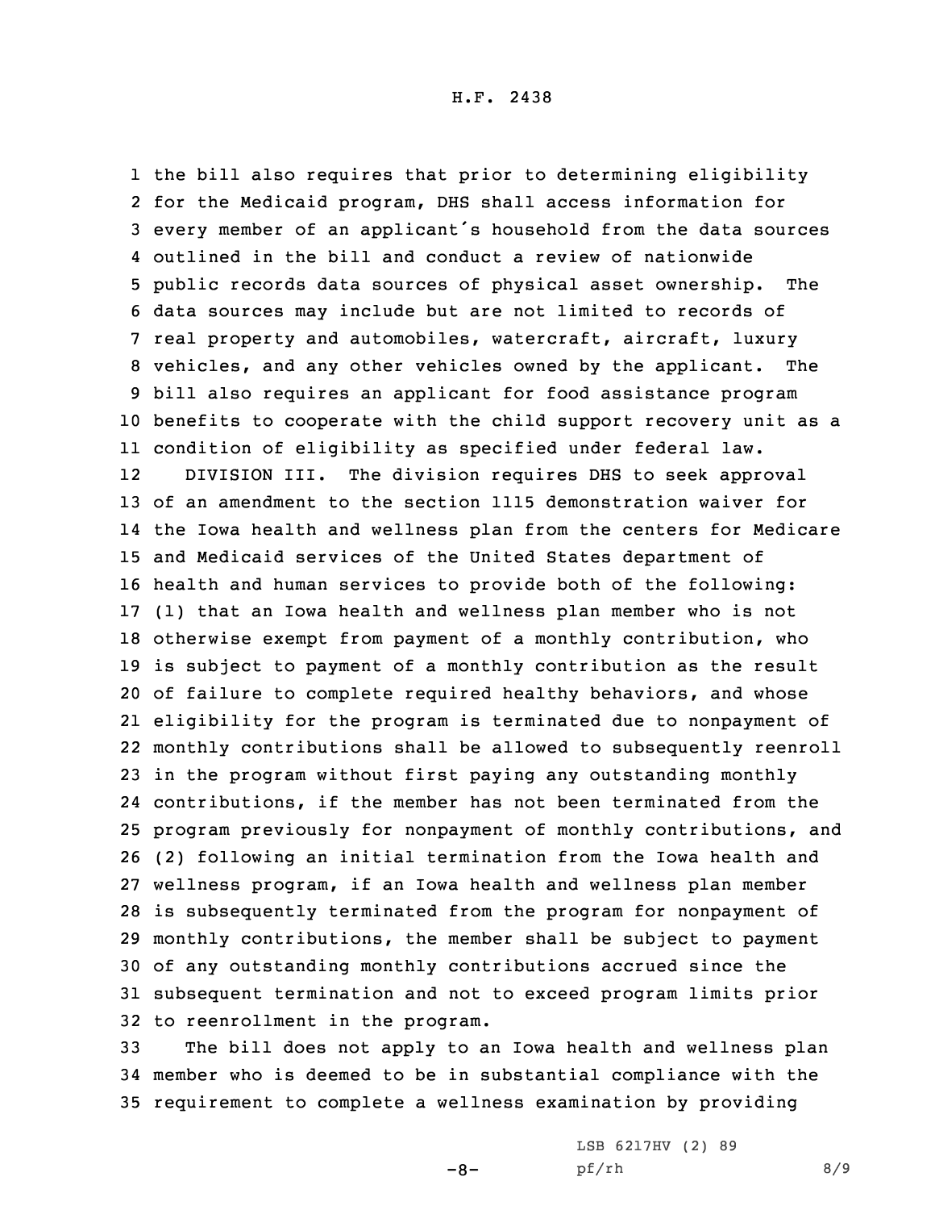the bill also requires that prior to determining eligibility for the Medicaid program, DHS shall access information for every member of an applicant's household from the data sources outlined in the bill and conduct a review of nationwide public records data sources of physical asset ownership. The data sources may include but are not limited to records of real property and automobiles, watercraft, aircraft, luxury vehicles, and any other vehicles owned by the applicant. The bill also requires an applicant for food assistance program benefits to cooperate with the child support recovery unit as a condition of eligibility as specified under federal law.

DIVISION III. The division requires DHS to seek approval of an amendment to the section 1115 demonstration waiver for the Iowa health and wellness plan from the centers for Medicare and Medicaid services of the United States department of health and human services to provide both of the following: (1) that an Iowa health and wellness plan member who is not otherwise exempt from payment of a monthly contribution, who is subject to payment of a monthly contribution as the result of failure to complete required healthy behaviors, and whose eligibility for the program is terminated due to nonpayment of monthly contributions shall be allowed to subsequently reenroll in the program without first paying any outstanding monthly contributions, if the member has not been terminated from the program previously for nonpayment of monthly contributions, and (2) following an initial termination from the Iowa health and wellness program, if an Iowa health and wellness plan member is subsequently terminated from the program for nonpayment of monthly contributions, the member shall be subject to payment of any outstanding monthly contributions accrued since the subsequent termination and not to exceed program limits prior to reenrollment in the program.

The bill does not apply to an Iowa health and wellness plan member who is deemed to be in substantial compliance with the requirement to complete a wellness examination by providing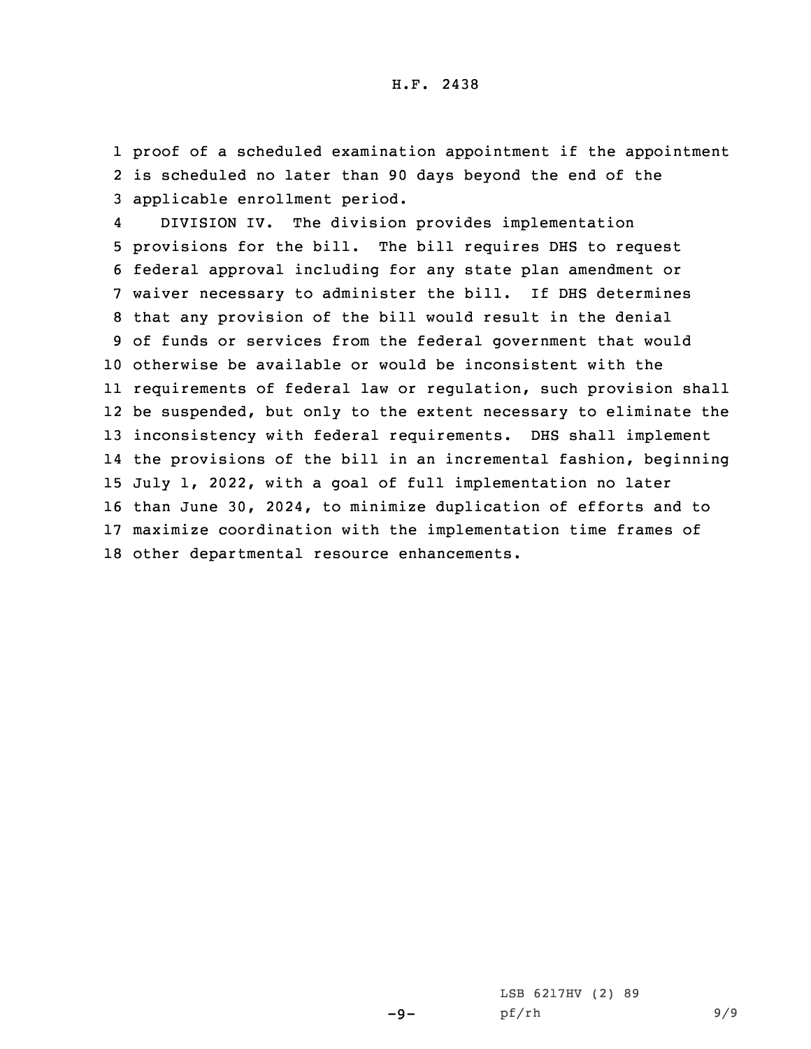proof of a scheduled examination appointment if the appointment is scheduled no later than 90 days beyond the end of the applicable enrollment period.

DIVISION IV. The division provides implementation provisions for the bill. The bill requires DHS to request federal approval including for any state plan amendment or waiver necessary to administer the bill. If DHS determines that any provision of the bill would result in the denial of funds or services from the federal government that would otherwise be available or would be inconsistent with the requirements of federal law or regulation, such provision shall be suspended, but only to the extent necessary to eliminate the inconsistency with federal requirements. DHS shall implement the provisions of the bill in an incremental fashion, beginning July 1, 2022, with a goal of full implementation no later than June 30, 2024, to minimize duplication of efforts and to maximize coordination with the implementation time frames of other departmental resource enhancements.

LSB 6217HV (2) 89
pf/rh